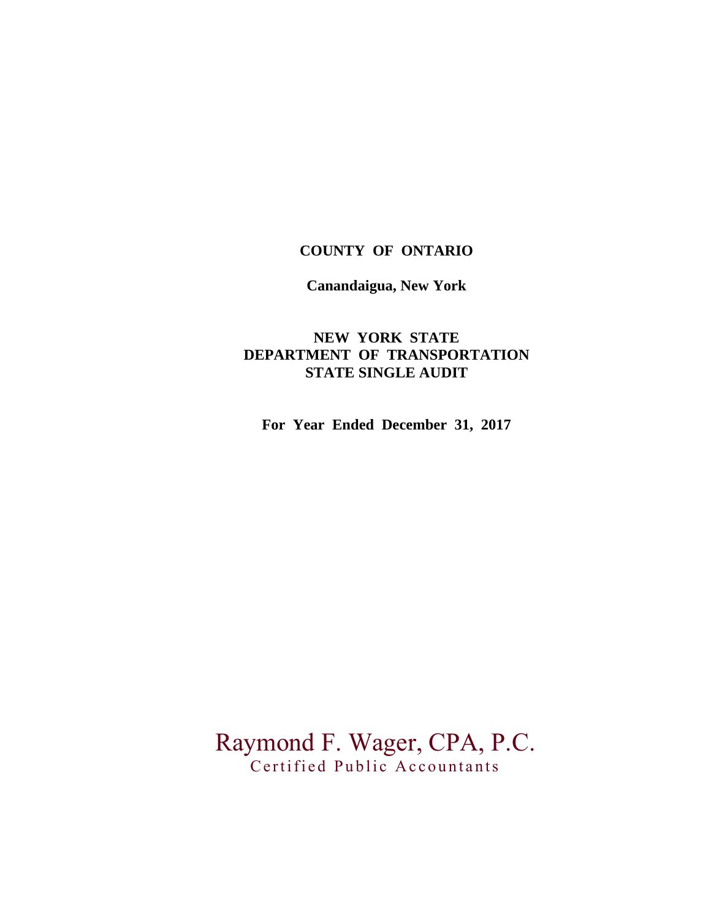**COUNTY OF ONTARIO**

**Canandaigua, New York**

**NEW YORK STATE**
**DEPARTMENT OF TRANSPORTATION**
**STATE SINGLE AUDIT**

**For Year Ended December 31, 2017**

Raymond F. Wager, CPA, P.C.
Certified Public Accountants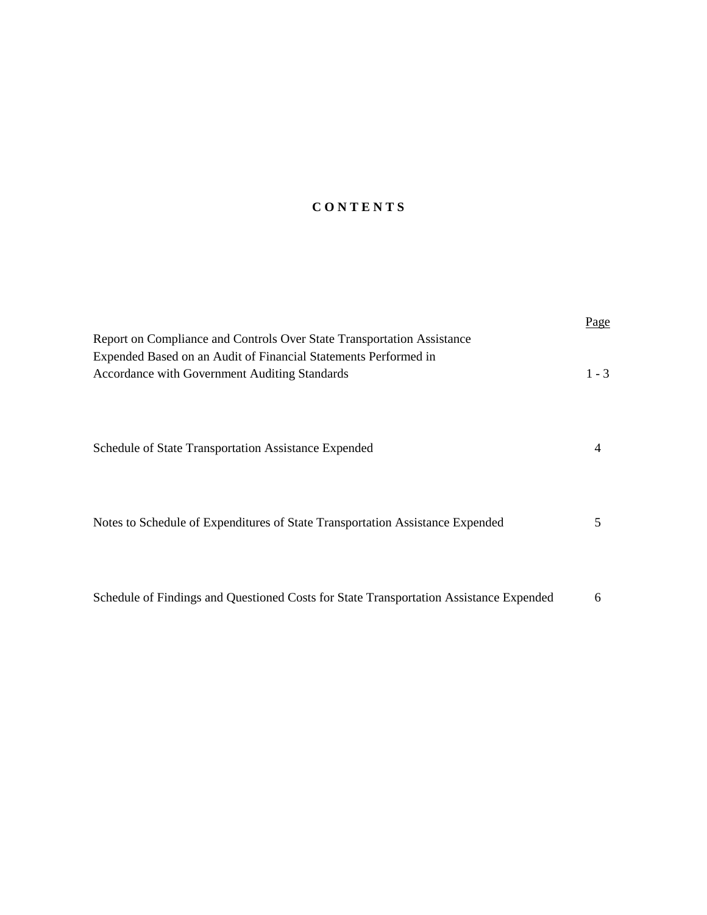# CONTENTS

| | Page |
|---|---|
| Report on Compliance and Controls Over State Transportation Assistance Expended Based on an Audit of Financial Statements Performed in Accordance with Government Auditing Standards | 1 - 3 |
| Schedule of State Transportation Assistance Expended | 4 |
| Notes to Schedule of Expenditures of State Transportation Assistance Expended | 5 |
| Schedule of Findings and Questioned Costs for State Transportation Assistance Expended | 6 |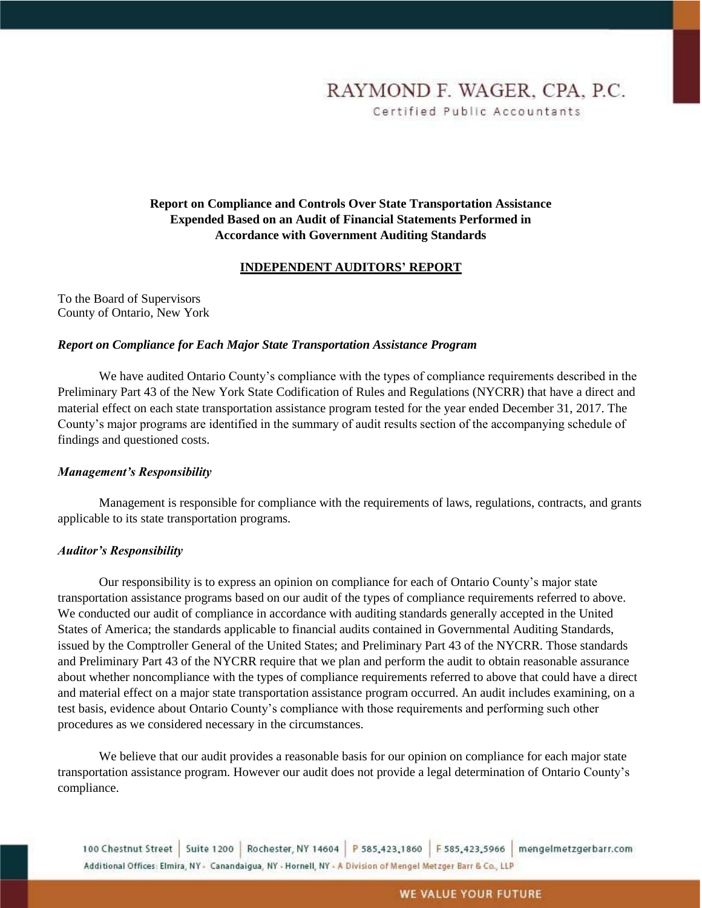RAYMOND F. WAGER, CPA, P.C.
Certified Public Accountants

**Report on Compliance and Controls Over State Transportation Assistance Expended Based on an Audit of Financial Statements Performed in Accordance with Government Auditing Standards**

**INDEPENDENT AUDITORS' REPORT**

To the Board of Supervisors
County of Ontario, New York

***Report on Compliance for Each Major State Transportation Assistance Program***

We have audited Ontario County's compliance with the types of compliance requirements described in the Preliminary Part 43 of the New York State Codification of Rules and Regulations (NYCRR) that have a direct and material effect on each state transportation assistance program tested for the year ended December 31, 2017. The County's major programs are identified in the summary of audit results section of the accompanying schedule of findings and questioned costs.

***Management's Responsibility***

Management is responsible for compliance with the requirements of laws, regulations, contracts, and grants applicable to its state transportation programs.

***Auditor's Responsibility***

Our responsibility is to express an opinion on compliance for each of Ontario County's major state transportation assistance programs based on our audit of the types of compliance requirements referred to above. We conducted our audit of compliance in accordance with auditing standards generally accepted in the United States of America; the standards applicable to financial audits contained in Governmental Auditing Standards, issued by the Comptroller General of the United States; and Preliminary Part 43 of the NYCRR. Those standards and Preliminary Part 43 of the NYCRR require that we plan and perform the audit to obtain reasonable assurance about whether noncompliance with the types of compliance requirements referred to above that could have a direct and material effect on a major state transportation assistance program occurred. An audit includes examining, on a test basis, evidence about Ontario County's compliance with those requirements and performing such other procedures as we considered necessary in the circumstances.

We believe that our audit provides a reasonable basis for our opinion on compliance for each major state transportation assistance program. However our audit does not provide a legal determination of Ontario County's compliance.

100 Chestnut Street | Suite 1200 | Rochester, NY 14604 | P 585.423.1860 | F 585.423.5966 | mengelmetzgerbarr.com
Additional Offices: Elmira, NY - Canandaigua, NY - Hornell, NY - A Division of Mengel Metzger Barr & Co., LLP

WE VALUE YOUR FUTURE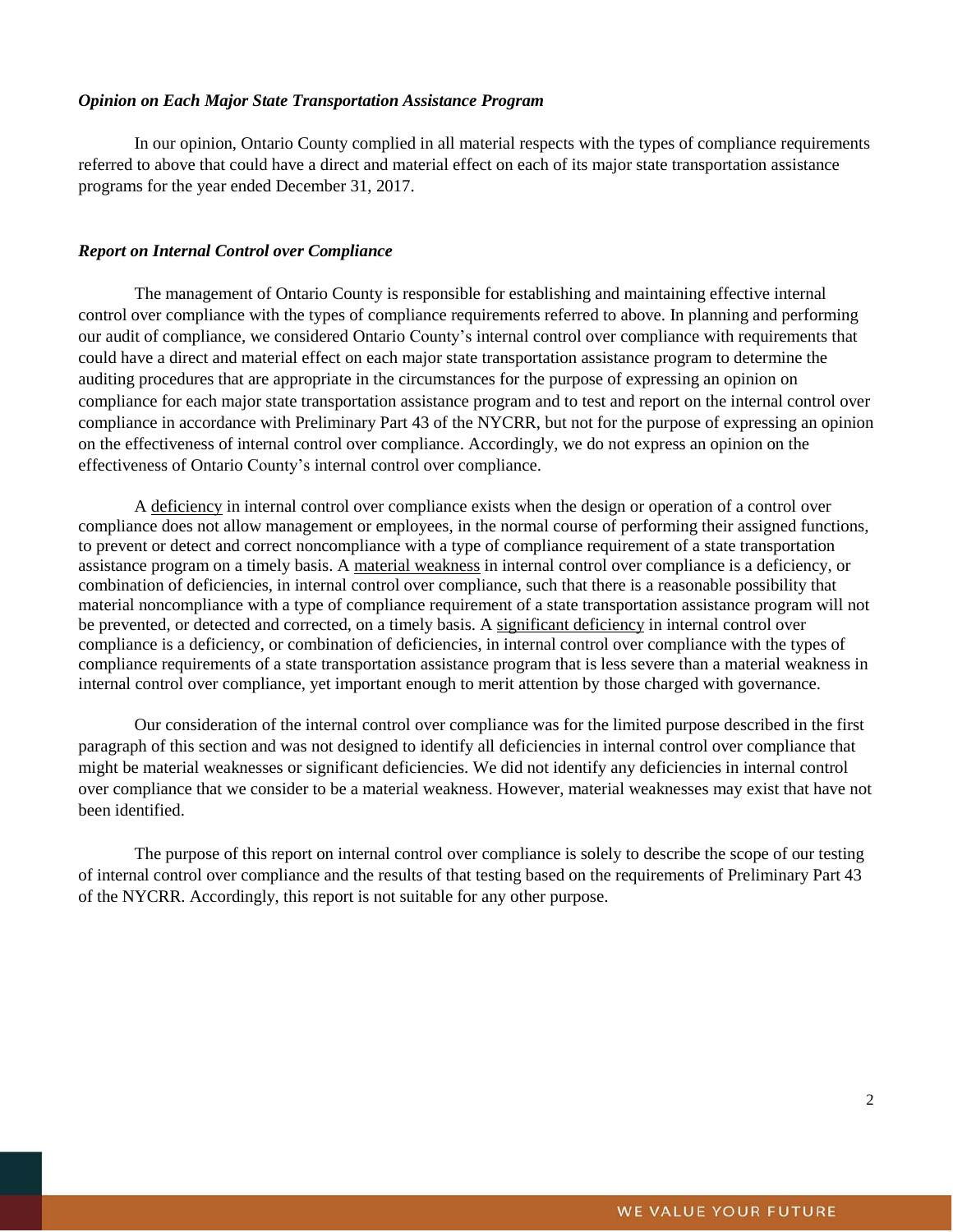***Opinion on Each Major State Transportation Assistance Program***

In our opinion, Ontario County complied in all material respects with the types of compliance requirements referred to above that could have a direct and material effect on each of its major state transportation assistance programs for the year ended December 31, 2017.

***Report on Internal Control over Compliance***

The management of Ontario County is responsible for establishing and maintaining effective internal control over compliance with the types of compliance requirements referred to above. In planning and performing our audit of compliance, we considered Ontario County's internal control over compliance with requirements that could have a direct and material effect on each major state transportation assistance program to determine the auditing procedures that are appropriate in the circumstances for the purpose of expressing an opinion on compliance for each major state transportation assistance program and to test and report on the internal control over compliance in accordance with Preliminary Part 43 of the NYCRR, but not for the purpose of expressing an opinion on the effectiveness of internal control over compliance. Accordingly, we do not express an opinion on the effectiveness of Ontario County's internal control over compliance.

A deficiency in internal control over compliance exists when the design or operation of a control over compliance does not allow management or employees, in the normal course of performing their assigned functions, to prevent or detect and correct noncompliance with a type of compliance requirement of a state transportation assistance program on a timely basis. A material weakness in internal control over compliance is a deficiency, or combination of deficiencies, in internal control over compliance, such that there is a reasonable possibility that material noncompliance with a type of compliance requirement of a state transportation assistance program will not be prevented, or detected and corrected, on a timely basis. A significant deficiency in internal control over compliance is a deficiency, or combination of deficiencies, in internal control over compliance with the types of compliance requirements of a state transportation assistance program that is less severe than a material weakness in internal control over compliance, yet important enough to merit attention by those charged with governance.

Our consideration of the internal control over compliance was for the limited purpose described in the first paragraph of this section and was not designed to identify all deficiencies in internal control over compliance that might be material weaknesses or significant deficiencies. We did not identify any deficiencies in internal control over compliance that we consider to be a material weakness. However, material weaknesses may exist that have not been identified.

The purpose of this report on internal control over compliance is solely to describe the scope of our testing of internal control over compliance and the results of that testing based on the requirements of Preliminary Part 43 of the NYCRR. Accordingly, this report is not suitable for any other purpose.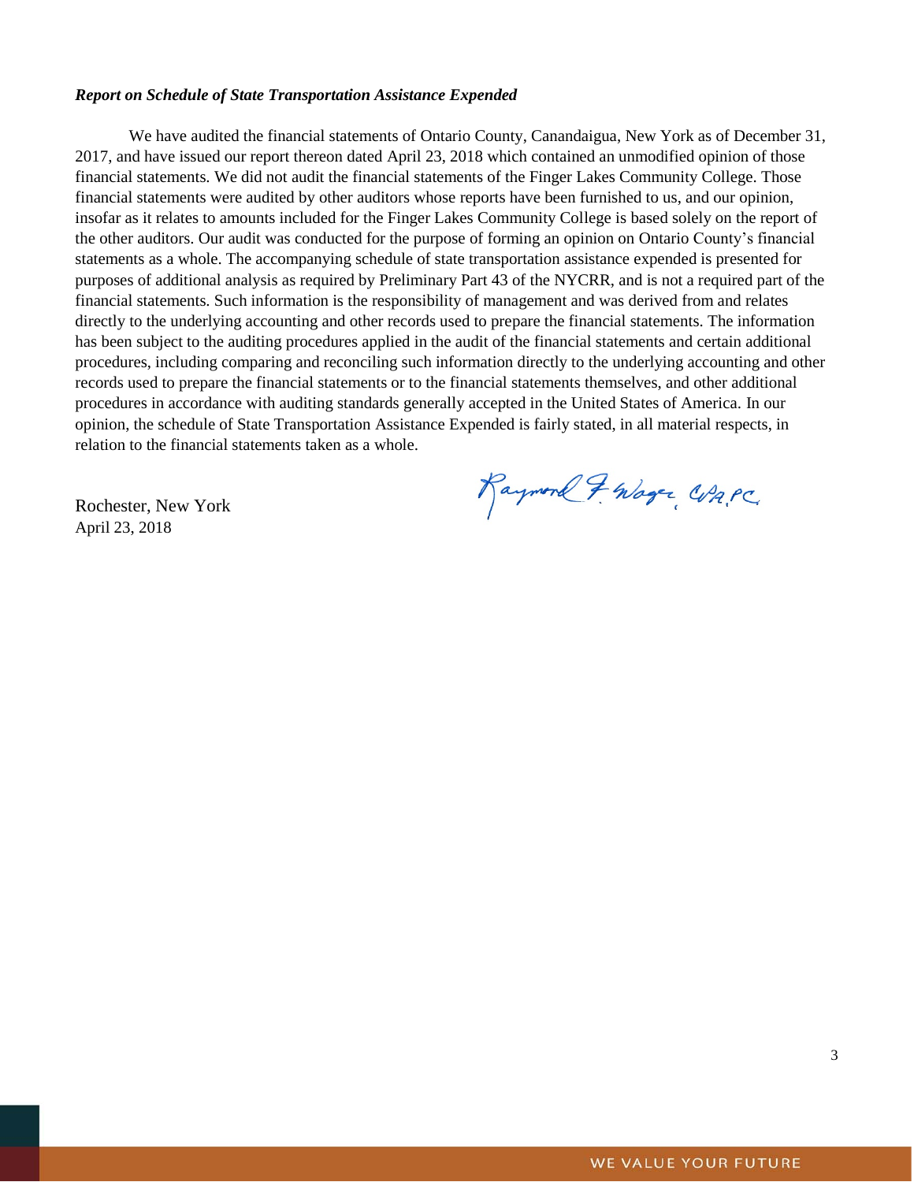***Report on Schedule of State Transportation Assistance Expended***

We have audited the financial statements of Ontario County, Canandaigua, New York as of December 31, 2017, and have issued our report thereon dated April 23, 2018 which contained an unmodified opinion of those financial statements. We did not audit the financial statements of the Finger Lakes Community College. Those financial statements were audited by other auditors whose reports have been furnished to us, and our opinion, insofar as it relates to amounts included for the Finger Lakes Community College is based solely on the report of the other auditors. Our audit was conducted for the purpose of forming an opinion on Ontario County's financial statements as a whole. The accompanying schedule of state transportation assistance expended is presented for purposes of additional analysis as required by Preliminary Part 43 of the NYCRR, and is not a required part of the financial statements. Such information is the responsibility of management and was derived from and relates directly to the underlying accounting and other records used to prepare the financial statements. The information has been subject to the auditing procedures applied in the audit of the financial statements and certain additional procedures, including comparing and reconciling such information directly to the underlying accounting and other records used to prepare the financial statements or to the financial statements themselves, and other additional procedures in accordance with auditing standards generally accepted in the United States of America. In our opinion, the schedule of State Transportation Assistance Expended is fairly stated, in all material respects, in relation to the financial statements taken as a whole.

Raymond F. Wager, CPA, P.C.

Rochester, New York
April 23, 2018

WE VALUE YOUR FUTURE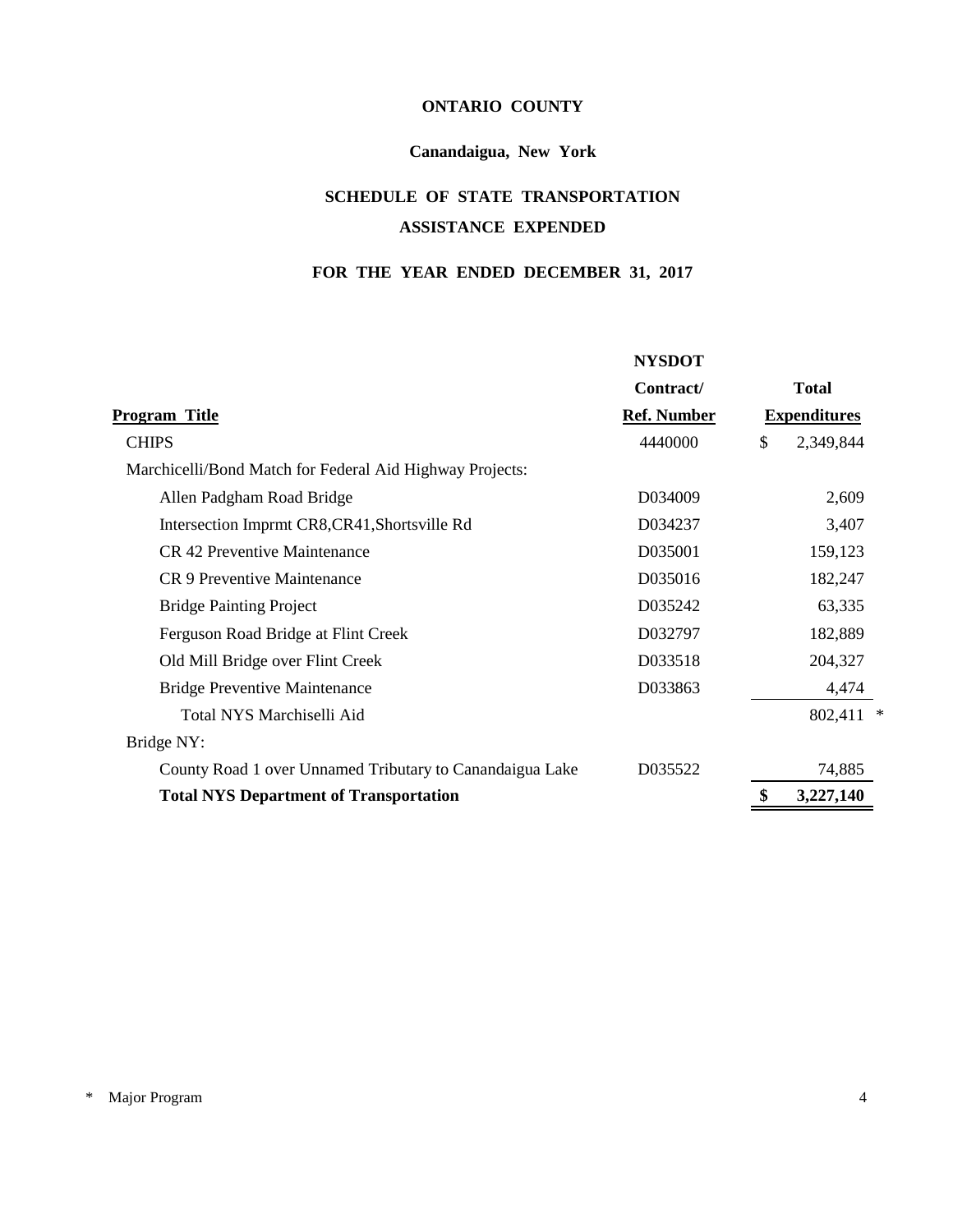**ONTARIO COUNTY**

**Canandaigua, New York**

# SCHEDULE OF STATE TRANSPORTATION ASSISTANCE EXPENDED

## FOR THE YEAR ENDED DECEMBER 31, 2017

| Program Title | NYSDOT Contract/ Ref. Number | Total Expenditures |
|---|---|---|
| CHIPS | 4440000 | $ 2,349,844 |
| Marchicelli/Bond Match for Federal Aid Highway Projects: | | |
| Allen Padgham Road Bridge | D034009 | 2,609 |
| Intersection Imprmt CR8,CR41,Shortsville Rd | D034237 | 3,407 |
| CR 42 Preventive Maintenance | D035001 | 159,123 |
| CR 9 Preventive Maintenance | D035016 | 182,247 |
| Bridge Painting Project | D035242 | 63,335 |
| Ferguson Road Bridge at Flint Creek | D032797 | 182,889 |
| Old Mill Bridge over Flint Creek | D033518 | 204,327 |
| Bridge Preventive Maintenance | D033863 | 4,474 |
| Total NYS Marchiselli Aid | | 802,411 * |
| Bridge NY: | | |
| County Road 1 over Unnamed Tributary to Canandaigua Lake | D035522 | 74,885 |
| **Total NYS Department of Transportation** | | **$ 3,227,140** |

\* Major Program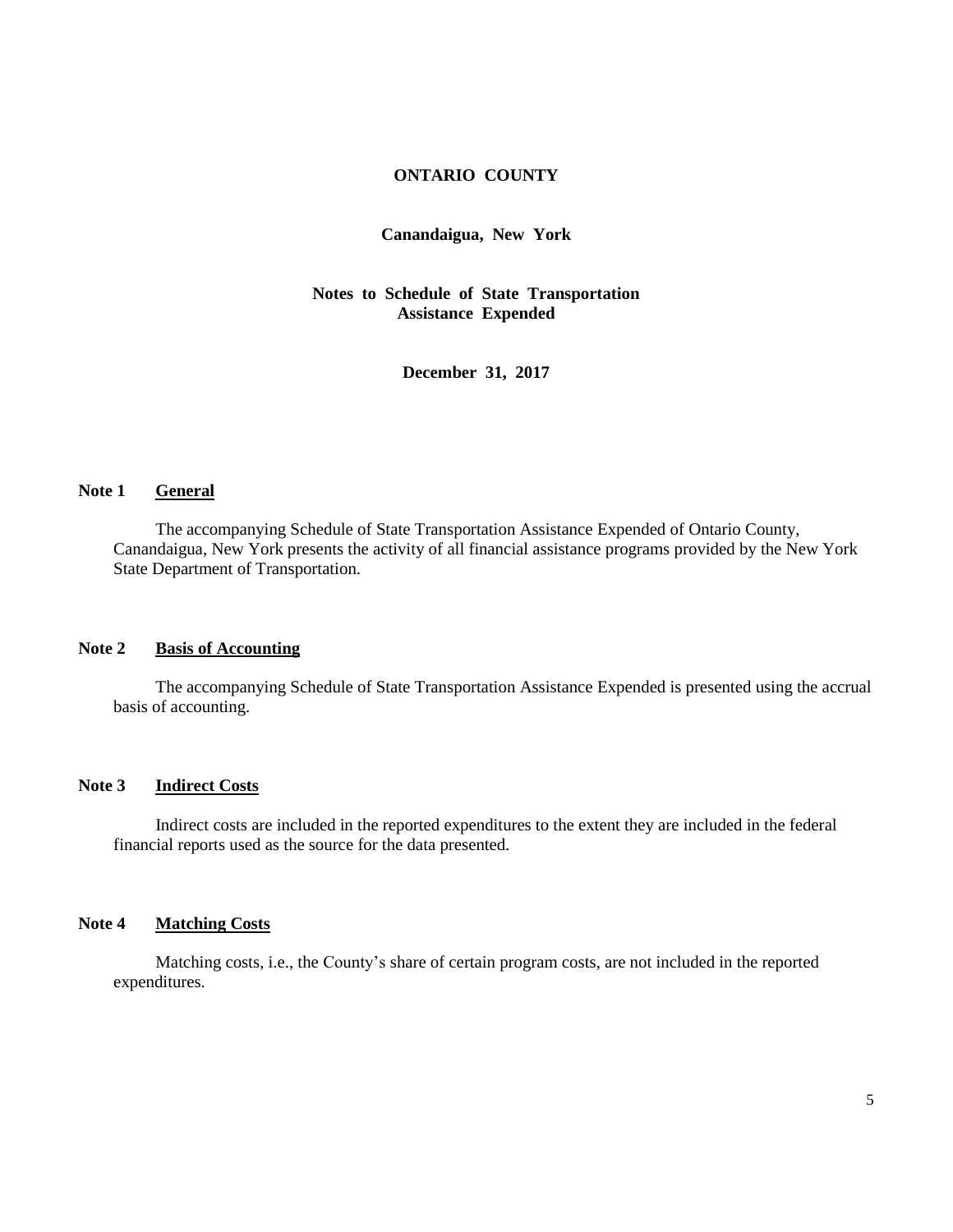**ONTARIO COUNTY**

**Canandaigua, New York**

**Notes to Schedule of State Transportation Assistance Expended**

**December 31, 2017**

**Note 1 General**

The accompanying Schedule of State Transportation Assistance Expended of Ontario County, Canandaigua, New York presents the activity of all financial assistance programs provided by the New York State Department of Transportation.

**Note 2 Basis of Accounting**

The accompanying Schedule of State Transportation Assistance Expended is presented using the accrual basis of accounting.

**Note 3 Indirect Costs**

Indirect costs are included in the reported expenditures to the extent they are included in the federal financial reports used as the source for the data presented.

**Note 4 Matching Costs**

Matching costs, i.e., the County's share of certain program costs, are not included in the reported expenditures.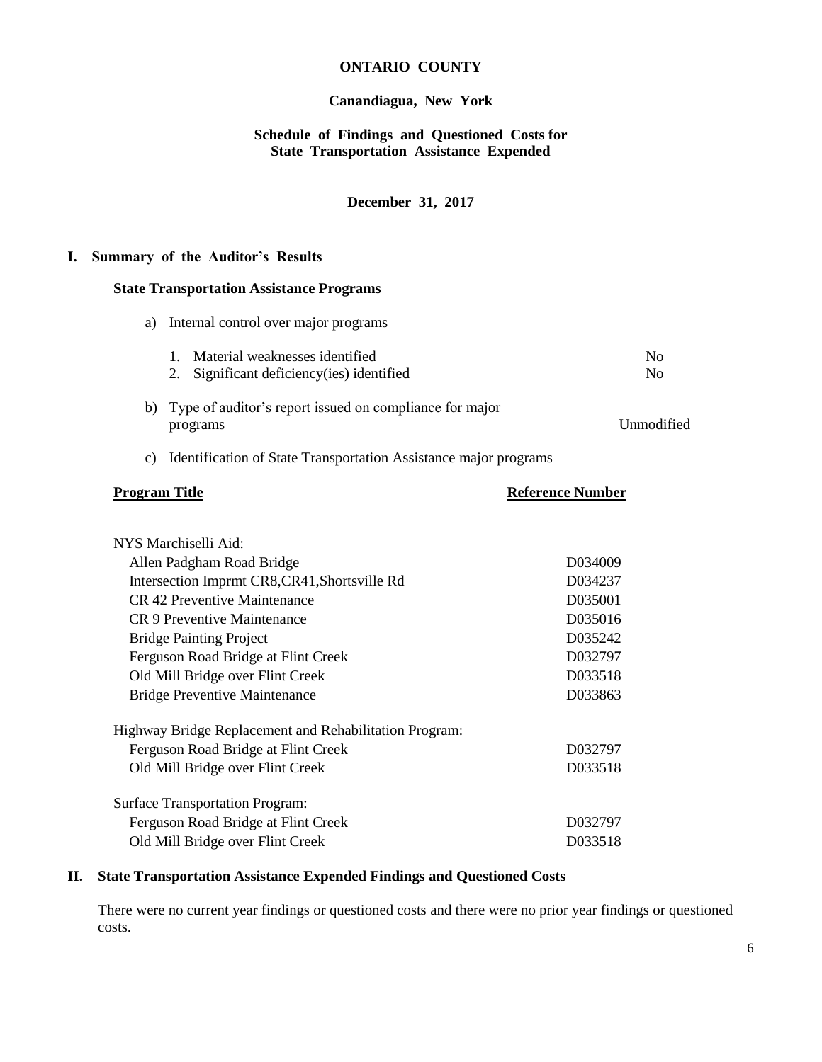**ONTARIO COUNTY**

**Canandiagua, New York**

**Schedule of Findings and Questioned Costs for State Transportation Assistance Expended**

**December 31, 2017**

## I. Summary of the Auditor's Results

### State Transportation Assistance Programs

a) Internal control over major programs

| | |
|---|---|
| 1. Material weaknesses identified | No |
| 2. Significant deficiency(ies) identified | No |

| | |
|---|---|
| b) Type of auditor's report issued on compliance for major programs | Unmodified |

c) Identification of State Transportation Assistance major programs

| **Program Title** | **Reference Number** |
|---|---|
| NYS Marchiselli Aid: | |
| Allen Padgham Road Bridge | D034009 |
| Intersection Imprmt CR8,CR41,Shortsville Rd | D034237 |
| CR 42 Preventive Maintenance | D035001 |
| CR 9 Preventive Maintenance | D035016 |
| Bridge Painting Project | D035242 |
| Ferguson Road Bridge at Flint Creek | D032797 |
| Old Mill Bridge over Flint Creek | D033518 |
| Bridge Preventive Maintenance | D033863 |
| Highway Bridge Replacement and Rehabilitation Program: | |
| Ferguson Road Bridge at Flint Creek | D032797 |
| Old Mill Bridge over Flint Creek | D033518 |
| Surface Transportation Program: | |
| Ferguson Road Bridge at Flint Creek | D032797 |
| Old Mill Bridge over Flint Creek | D033518 |

## II. State Transportation Assistance Expended Findings and Questioned Costs

There were no current year findings or questioned costs and there were no prior year findings or questioned costs.